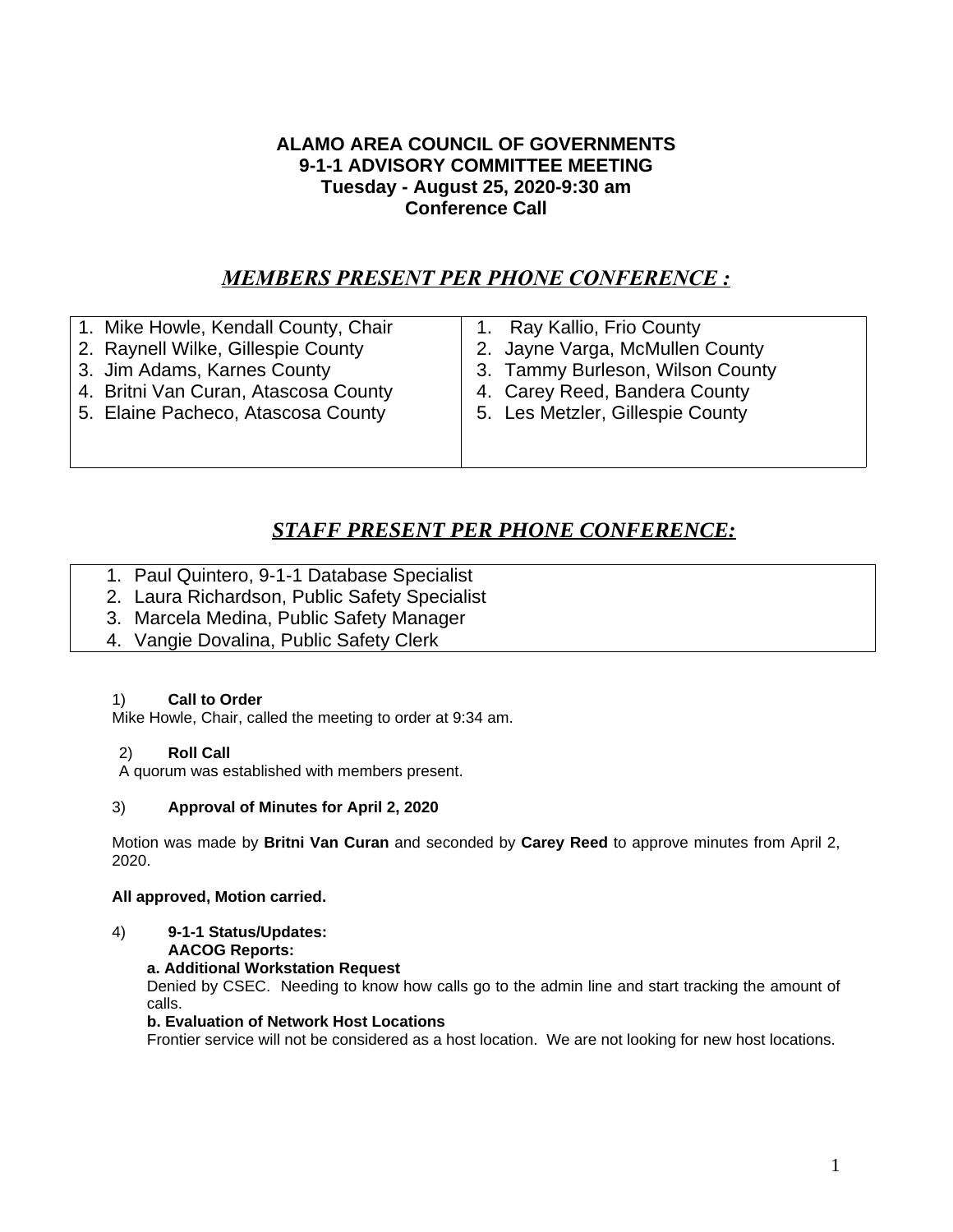# ALAMO AREA COUNCIL OF GOVERNMENTS
## 9-1-1 ADVISORY COMMITTEE MEETING
### Tuesday - August 25, 2020-9:30 am
### Conference Call

## *MEMBERS PRESENT PER PHONE CONFERENCE :*

| | |
|---|---|
| 1. Mike Howle, Kendall County, Chair | 1. Ray Kallio, Frio County |
| 2. Raynell Wilke, Gillespie County | 2. Jayne Varga, McMullen County |
| 3. Jim Adams, Karnes County | 3. Tammy Burleson, Wilson County |
| 4. Britni Van Curan, Atascosa County | 4. Carey Reed, Bandera County |
| 5. Elaine Pacheco, Atascosa County | 5. Les Metzler, Gillespie County |

## *STAFF PRESENT PER PHONE CONFERENCE:*

1. Paul Quintero, 9-1-1 Database Specialist
2. Laura Richardson, Public Safety Specialist
3. Marcela Medina, Public Safety Manager
4. Vangie Dovalina, Public Safety Clerk

1) **Call to Order**

Mike Howle, Chair, called the meeting to order at 9:34 am.

2) **Roll Call**

A quorum was established with members present.

3) **Approval of Minutes for April 2, 2020**

Motion was made by **Britni Van Curan** and seconded by **Carey Reed** to approve minutes from April 2, 2020.

**All approved, Motion carried.**

4) **9-1-1 Status/Updates:**
**AACOG Reports:**

**a. Additional Workstation Request**

Denied by CSEC. Needing to know how calls go to the admin line and start tracking the amount of calls.

**b. Evaluation of Network Host Locations**

Frontier service will not be considered as a host location. We are not looking for new host locations.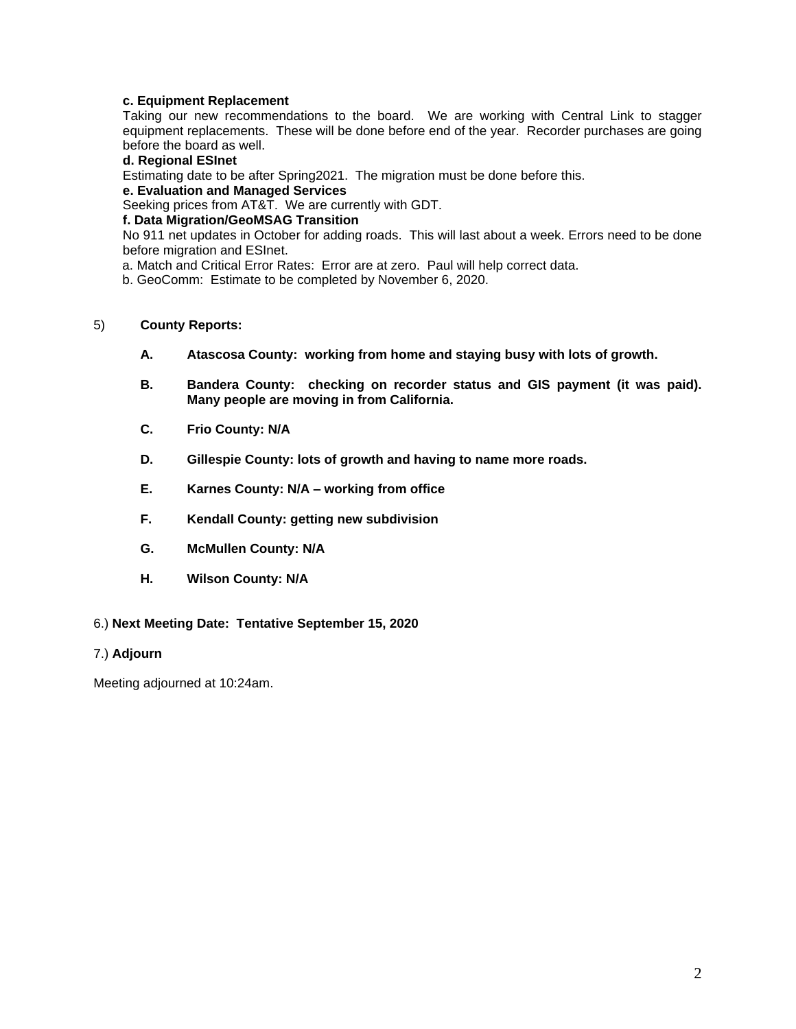**c. Equipment Replacement**

Taking our new recommendations to the board. We are working with Central Link to stagger equipment replacements. These will be done before end of the year. Recorder purchases are going before the board as well.

**d. Regional ESInet**

Estimating date to be after Spring2021. The migration must be done before this.

**e. Evaluation and Managed Services**

Seeking prices from AT&T. We are currently with GDT.

**f. Data Migration/GeoMSAG Transition**

No 911 net updates in October for adding roads. This will last about a week. Errors need to be done before migration and ESInet.

a. Match and Critical Error Rates: Error are at zero. Paul will help correct data.

b. GeoComm: Estimate to be completed by November 6, 2020.

5) **County Reports:**

- **A. Atascosa County: working from home and staying busy with lots of growth.**
- **B. Bandera County: checking on recorder status and GIS payment (it was paid). Many people are moving in from California.**
- **C. Frio County: N/A**
- **D. Gillespie County: lots of growth and having to name more roads.**
- **E. Karnes County: N/A – working from office**
- **F. Kendall County: getting new subdivision**
- **G. McMullen County: N/A**
- **H. Wilson County: N/A**

6.) **Next Meeting Date: Tentative September 15, 2020**

7.) **Adjourn**

Meeting adjourned at 10:24am.